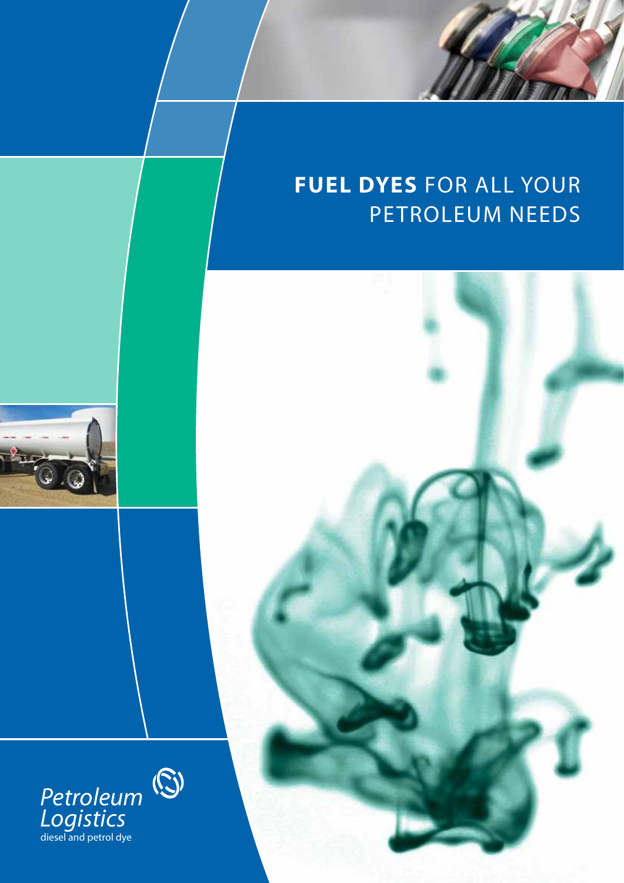# **FUEL DYES** FOR ALL YOUR PETROLEUM NEEDS

*Petroleum Logistics*

diesel and petrol dye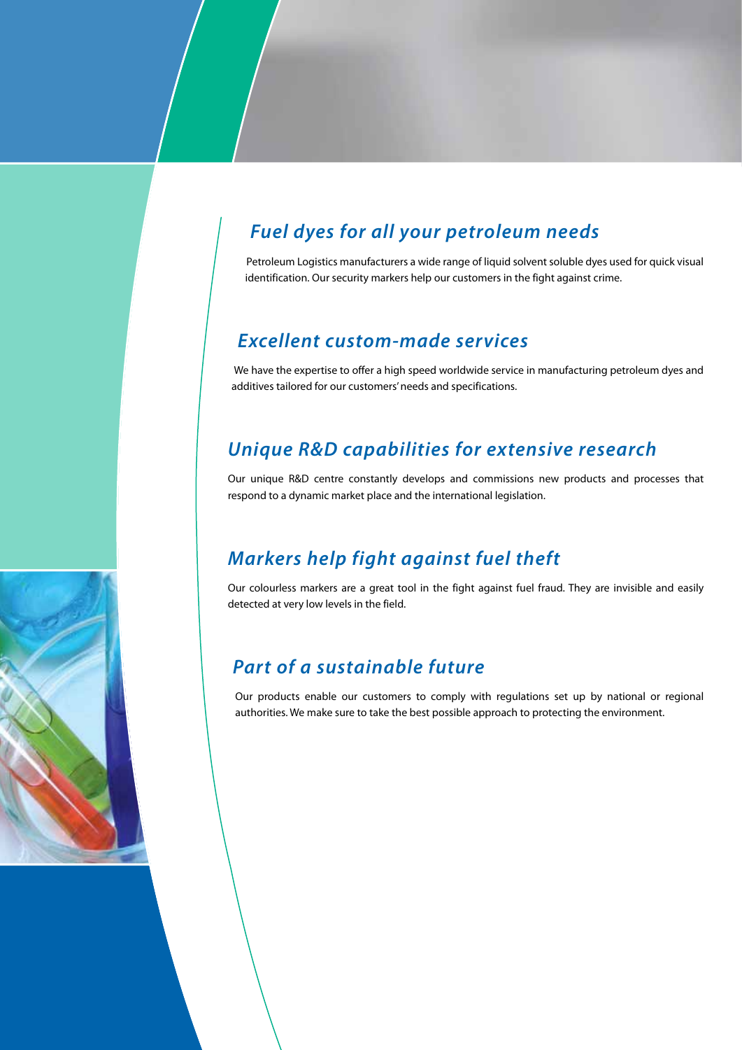## *Fuel dyes for all your petroleum needs*

Petroleum Logistics manufacturers a wide range of liquid solvent soluble dyes used for quick visual identification. Our security markers help our customers in the fight against crime.

## *Excellent custom-made services*

We have the expertise to offer a high speed worldwide service in manufacturing petroleum dyes and additives tailored for our customers' needs and specifications.

## *Unique R&D capabilities for extensive research*

Our unique R&D centre constantly develops and commissions new products and processes that respond to a dynamic market place and the international legislation.

## *Markers help fight against fuel theft*

Our colourless markers are a great tool in the fight against fuel fraud. They are invisible and easily detected at very low levels in the field.

## *Part of a sustainable future*

Our products enable our customers to comply with regulations set up by national or regional authorities. We make sure to take the best possible approach to protecting the environment.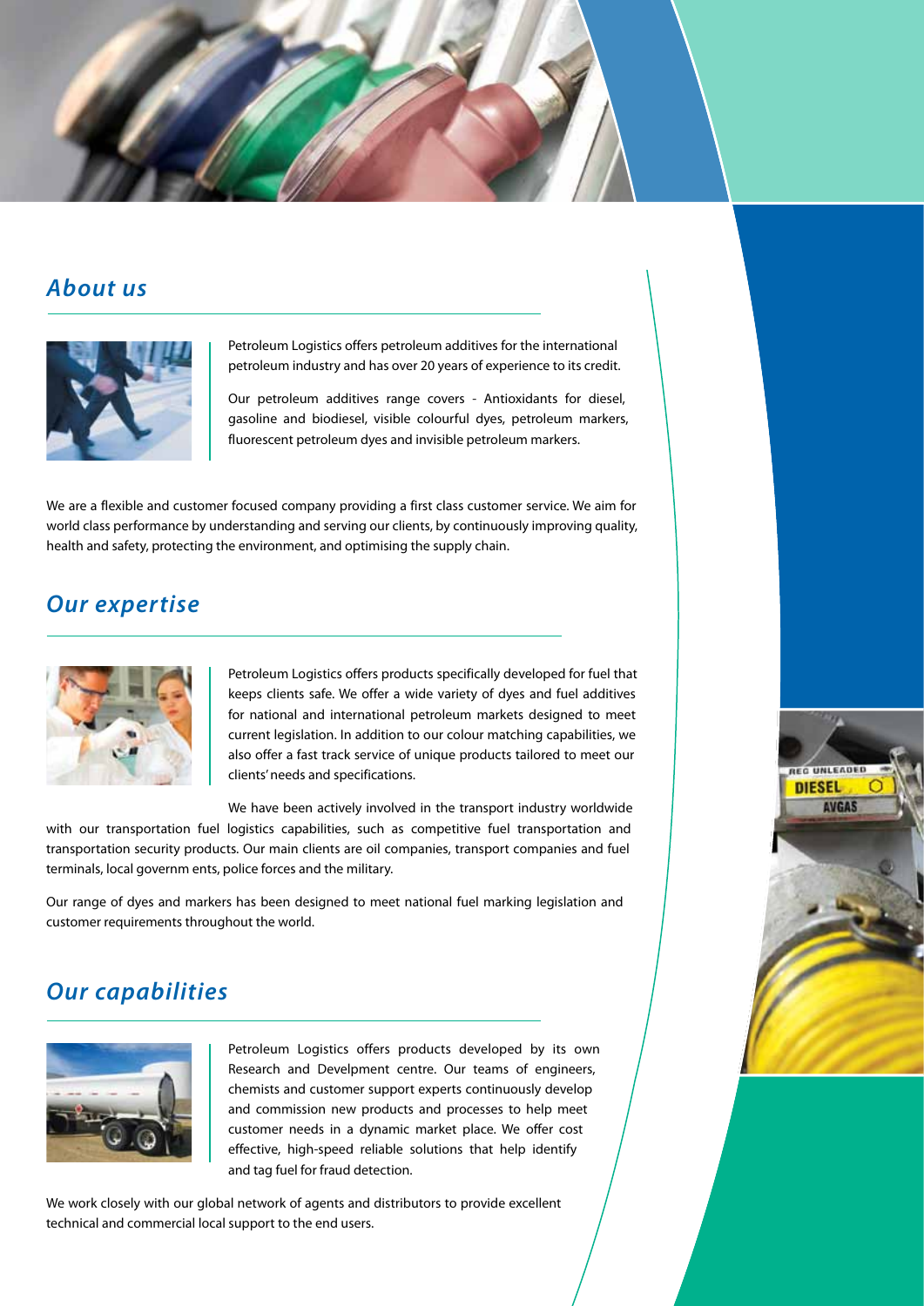## About us

Petroleum Logistics offers petroleum additives for the international petroleum industry and has over 20 years of experience to its credit.

Our petroleum additives range covers - Antioxidants for diesel, gasoline and biodiesel, visible colourful dyes, petroleum markers, fluorescent petroleum dyes and invisible petroleum markers.

We are a flexible and customer focused company providing a first class customer service. We aim for world class performance by understanding and serving our clients, by continuously improving quality, health and safety, protecting the environment, and optimising the supply chain.

## Our expertise

Petroleum Logistics offers products specifically developed for fuel that keeps clients safe. We offer a wide variety of dyes and fuel additives for national and international petroleum markets designed to meet current legislation. In addition to our colour matching capabilities, we also offer a fast track service of unique products tailored to meet our clients' needs and specifications.

We have been actively involved in the transport industry worldwide with our transportation fuel logistics capabilities, such as competitive fuel transportation and transportation security products. Our main clients are oil companies, transport companies and fuel terminals, local governm ents, police forces and the military.

Our range of dyes and markers has been designed to meet national fuel marking legislation and customer requirements throughout the world.

## Our capabilities

Petroleum Logistics offers products developed by its own Research and Develpment centre. Our teams of engineers, chemists and customer support experts continuously develop and commission new products and processes to help meet customer needs in a dynamic market place. We offer cost effective, high-speed reliable solutions that help identify and tag fuel for fraud detection.

We work closely with our global network of agents and distributors to provide excellent technical and commercial local support to the end users.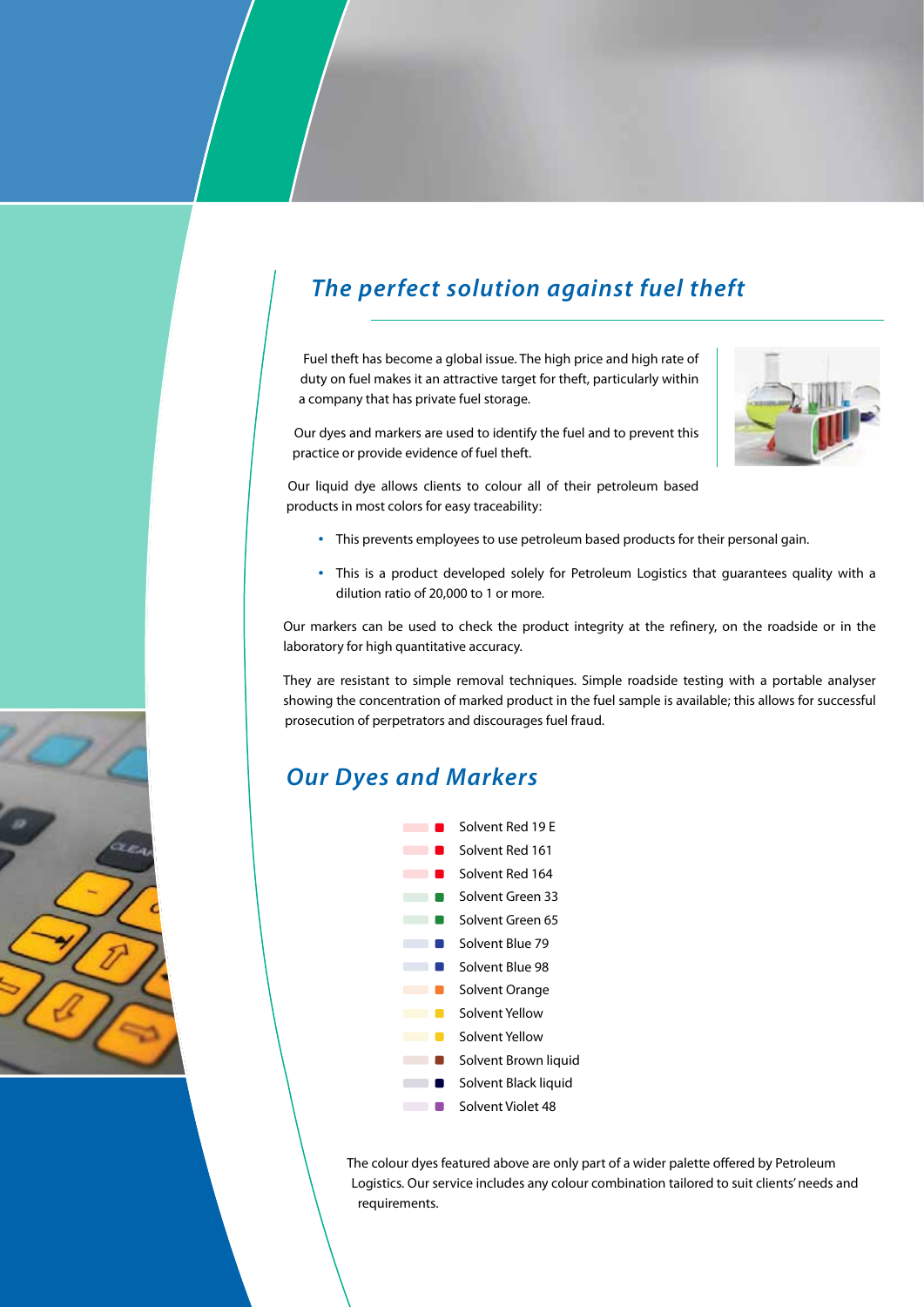## *The perfect solution against fuel theft*

Fuel theft has become a global issue. The high price and high rate of duty on fuel makes it an attractive target for theft, particularly within a company that has private fuel storage.

Our dyes and markers are used to identify the fuel and to prevent this practice or provide evidence of fuel theft.

Our liquid dye allows clients to colour all of their petroleum based products in most colors for easy traceability:

- This prevents employees to use petroleum based products for their personal gain.
- This is a product developed solely for Petroleum Logistics that guarantees quality with a dilution ratio of 20,000 to 1 or more.

Our markers can be used to check the product integrity at the refinery, on the roadside or in the laboratory for high quantitative accuracy.

They are resistant to simple removal techniques. Simple roadside testing with a portable analyser showing the concentration of marked product in the fuel sample is available; this allows for successful prosecution of perpetrators and discourages fuel fraud.

## *Our Dyes and Markers*

- Solvent Red 19 E
- Solvent Red 161
- Solvent Red 164
- Solvent Green 33
- Solvent Green 65
- Solvent Blue 79
- Solvent Blue 98
- Solvent Orange
- Solvent Yellow
- Solvent Yellow
- Solvent Brown liquid
- Solvent Black liquid
- Solvent Violet 48

The colour dyes featured above are only part of a wider palette offered by Petroleum Logistics. Our service includes any colour combination tailored to suit clients' needs and requirements.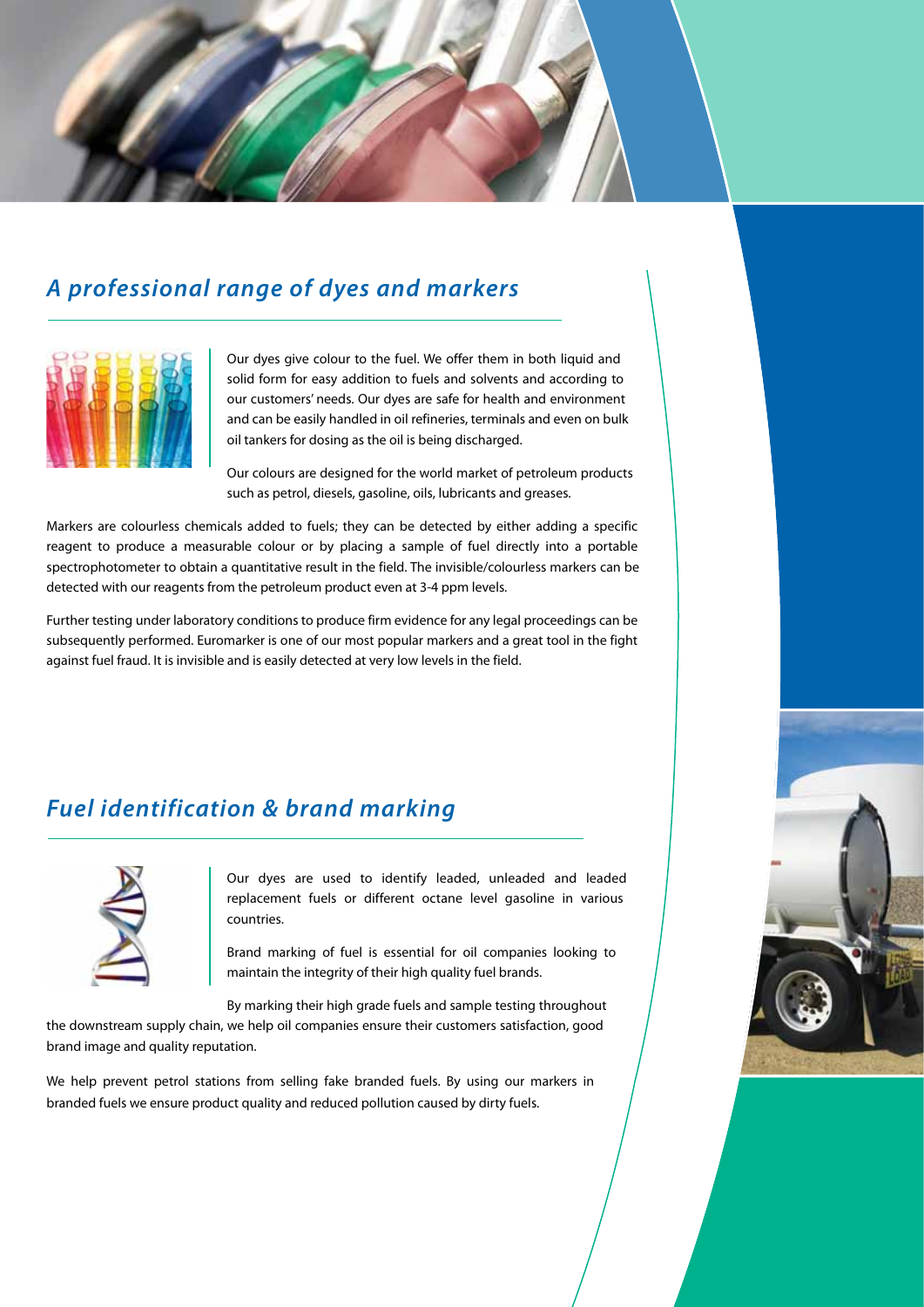## *A professional range of dyes and markers*

Our dyes give colour to the fuel. We offer them in both liquid and solid form for easy addition to fuels and solvents and according to our customers' needs. Our dyes are safe for health and environment and can be easily handled in oil refineries, terminals and even on bulk oil tankers for dosing as the oil is being discharged.

Our colours are designed for the world market of petroleum products such as petrol, diesels, gasoline, oils, lubricants and greases.

Markers are colourless chemicals added to fuels; they can be detected by either adding a specific reagent to produce a measurable colour or by placing a sample of fuel directly into a portable spectrophotometer to obtain a quantitative result in the field. The invisible/colourless markers can be detected with our reagents from the petroleum product even at 3-4 ppm levels.

Further testing under laboratory conditions to produce firm evidence for any legal proceedings can be subsequently performed. Euromarker is one of our most popular markers and a great tool in the fight against fuel fraud. It is invisible and is easily detected at very low levels in the field.

## *Fuel identification & brand marking*

Our dyes are used to identify leaded, unleaded and leaded replacement fuels or different octane level gasoline in various countries.

Brand marking of fuel is essential for oil companies looking to maintain the integrity of their high quality fuel brands.

By marking their high grade fuels and sample testing throughout the downstream supply chain, we help oil companies ensure their customers satisfaction, good brand image and quality reputation.

We help prevent petrol stations from selling fake branded fuels. By using our markers in branded fuels we ensure product quality and reduced pollution caused by dirty fuels.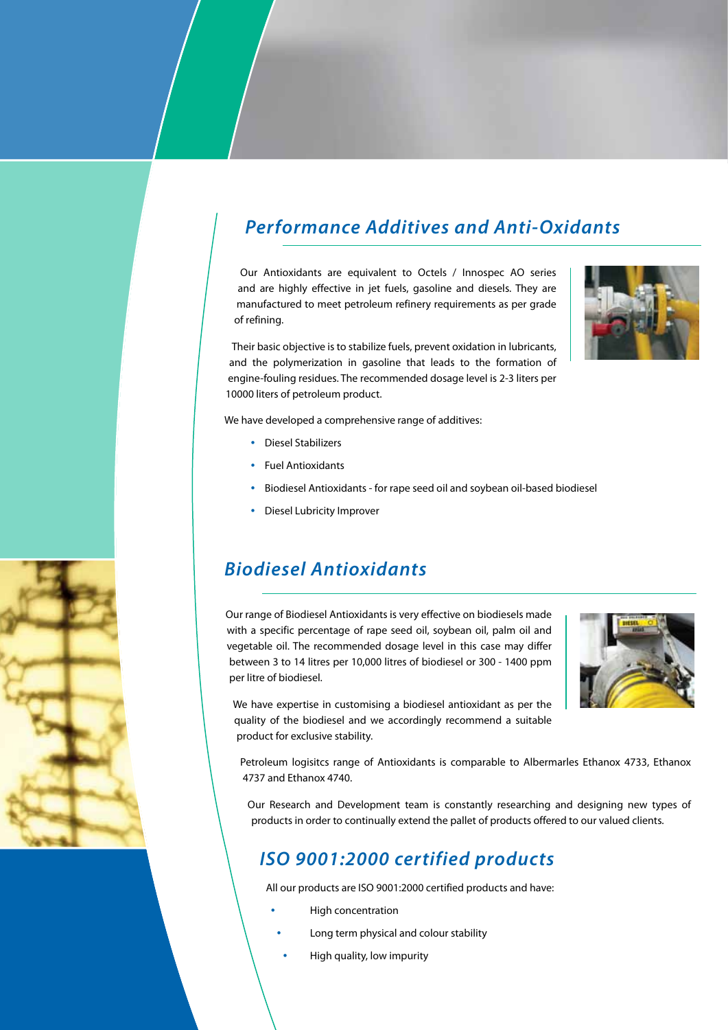## Performance Additives and Anti-Oxidants

Our Antioxidants are equivalent to Octels / Innospec AO series and are highly effective in jet fuels, gasoline and diesels. They are manufactured to meet petroleum refinery requirements as per grade of refining.

Their basic objective is to stabilize fuels, prevent oxidation in lubricants, and the polymerization in gasoline that leads to the formation of engine-fouling residues. The recommended dosage level is 2-3 liters per 10000 liters of petroleum product.

We have developed a comprehensive range of additives:

- Diesel Stabilizers
- Fuel Antioxidants
- Biodiesel Antioxidants - for rape seed oil and soybean oil-based biodiesel
- Diesel Lubricity Improver

## Biodiesel Antioxidants

Our range of Biodiesel Antioxidants is very effective on biodiesels made with a specific percentage of rape seed oil, soybean oil, palm oil and vegetable oil. The recommended dosage level in this case may differ between 3 to 14 litres per 10,000 litres of biodiesel or 300 - 1400 ppm per litre of biodiesel.

We have expertise in customising a biodiesel antioxidant as per the quality of the biodiesel and we accordingly recommend a suitable product for exclusive stability.

Petroleum logisitcs range of Antioxidants is comparable to Albermarles Ethanox 4733, Ethanox 4737 and Ethanox 4740.

Our Research and Development team is constantly researching and designing new types of products in order to continually extend the pallet of products offered to our valued clients.

## ISO 9001:2000 certified products

All our products are ISO 9001:2000 certified products and have:

- High concentration
- Long term physical and colour stability
- High quality, low impurity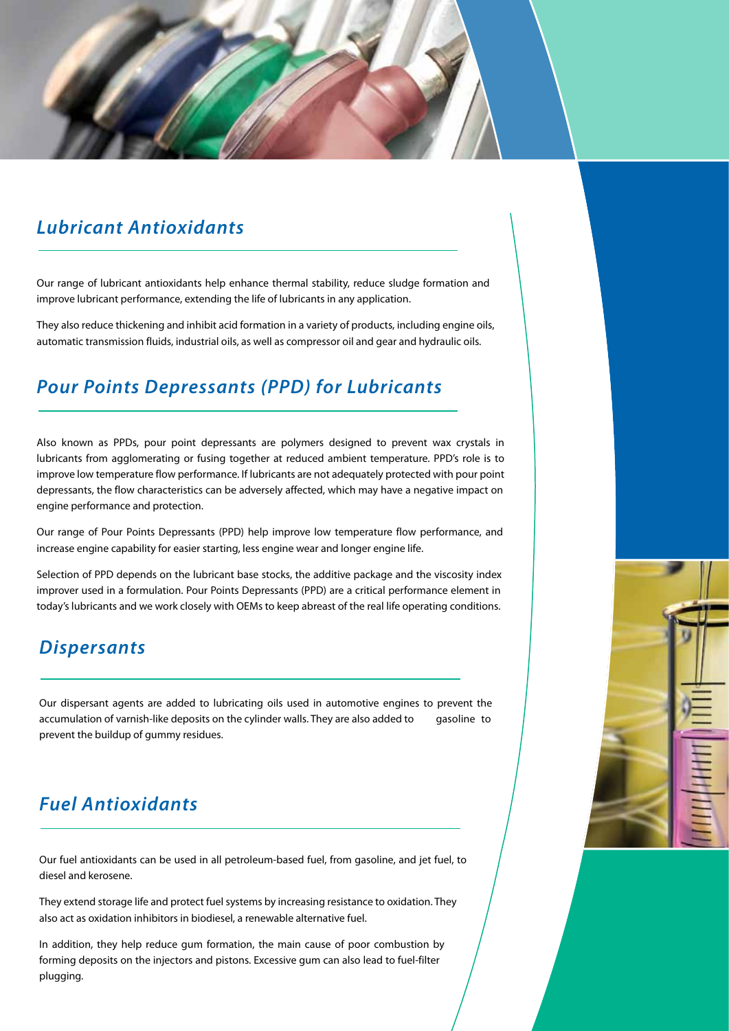## *Lubricant Antioxidants*

Our range of lubricant antioxidants help enhance thermal stability, reduce sludge formation and improve lubricant performance, extending the life of lubricants in any application.

They also reduce thickening and inhibit acid formation in a variety of products, including engine oils, automatic transmission fluids, industrial oils, as well as compressor oil and gear and hydraulic oils.

## *Pour Points Depressants (PPD) for Lubricants*

Also known as PPDs, pour point depressants are polymers designed to prevent wax crystals in lubricants from agglomerating or fusing together at reduced ambient temperature. PPD's role is to improve low temperature flow performance. If lubricants are not adequately protected with pour point depressants, the flow characteristics can be adversely affected, which may have a negative impact on engine performance and protection.

Our range of Pour Points Depressants (PPD) help improve low temperature flow performance, and increase engine capability for easier starting, less engine wear and longer engine life.

Selection of PPD depends on the lubricant base stocks, the additive package and the viscosity index improver used in a formulation. Pour Points Depressants (PPD) are a critical performance element in today's lubricants and we work closely with OEMs to keep abreast of the real life operating conditions.

## *Dispersants*

Our dispersant agents are added to lubricating oils used in automotive engines to prevent the accumulation of varnish-like deposits on the cylinder walls. They are also added to gasoline to prevent the buildup of gummy residues.

## *Fuel Antioxidants*

Our fuel antioxidants can be used in all petroleum-based fuel, from gasoline, and jet fuel, to diesel and kerosene.

They extend storage life and protect fuel systems by increasing resistance to oxidation. They also act as oxidation inhibitors in biodiesel, a renewable alternative fuel.

In addition, they help reduce gum formation, the main cause of poor combustion by forming deposits on the injectors and pistons. Excessive gum can also lead to fuel-filter plugging.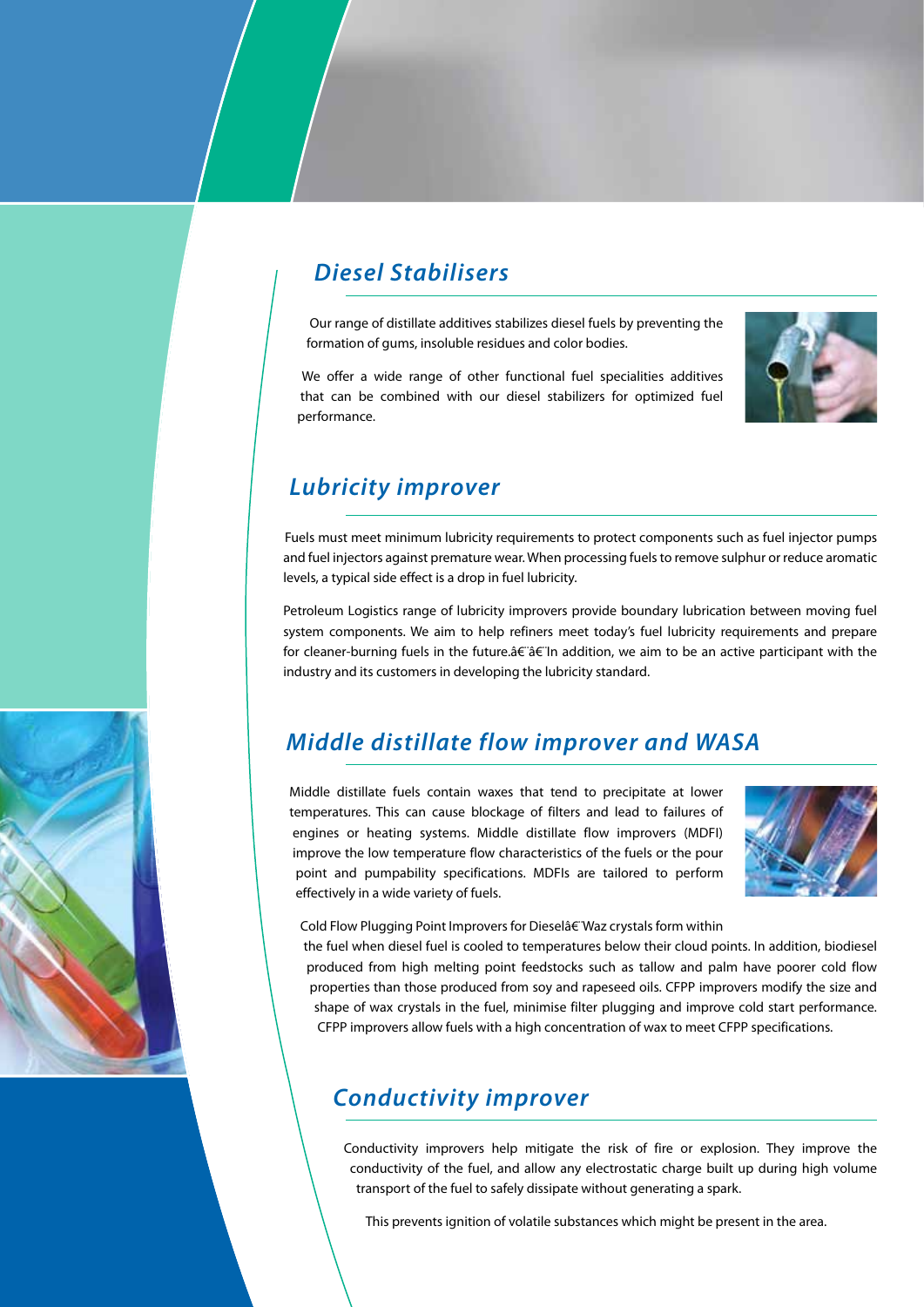## *Diesel Stabilisers*

Our range of distillate additives stabilizes diesel fuels by preventing the formation of gums, insoluble residues and color bodies.

We offer a wide range of other functional fuel specialities additives that can be combined with our diesel stabilizers for optimized fuel performance.

## *Lubricity improver*

Fuels must meet minimum lubricity requirements to protect components such as fuel injector pumps and fuel injectors against premature wear. When processing fuels to remove sulphur or reduce aromatic levels, a typical side effect is a drop in fuel lubricity.

Petroleum Logistics range of lubricity improvers provide boundary lubrication between moving fuel system components. We aim to help refiners meet today's fuel lubricity requirements and prepare for cleaner-burning fuels in the future.â€¨â€¨In addition, we aim to be an active participant with the industry and its customers in developing the lubricity standard.

## *Middle distillate flow improver and WASA*

Middle distillate fuels contain waxes that tend to precipitate at lower temperatures. This can cause blockage of filters and lead to failures of engines or heating systems. Middle distillate flow improvers (MDFI) improve the low temperature flow characteristics of the fuels or the pour point and pumpability specifications. MDFIs are tailored to perform effectively in a wide variety of fuels.

Cold Flow Plugging Point Improvers for Dieselâ€¨Waz crystals form within the fuel when diesel fuel is cooled to temperatures below their cloud points. In addition, biodiesel produced from high melting point feedstocks such as tallow and palm have poorer cold flow properties than those produced from soy and rapeseed oils. CFPP improvers modify the size and shape of wax crystals in the fuel, minimise filter plugging and improve cold start performance. CFPP improvers allow fuels with a high concentration of wax to meet CFPP specifications.

## *Conductivity improver*

Conductivity improvers help mitigate the risk of fire or explosion. They improve the conductivity of the fuel, and allow any electrostatic charge built up during high volume transport of the fuel to safely dissipate without generating a spark.

This prevents ignition of volatile substances which might be present in the area.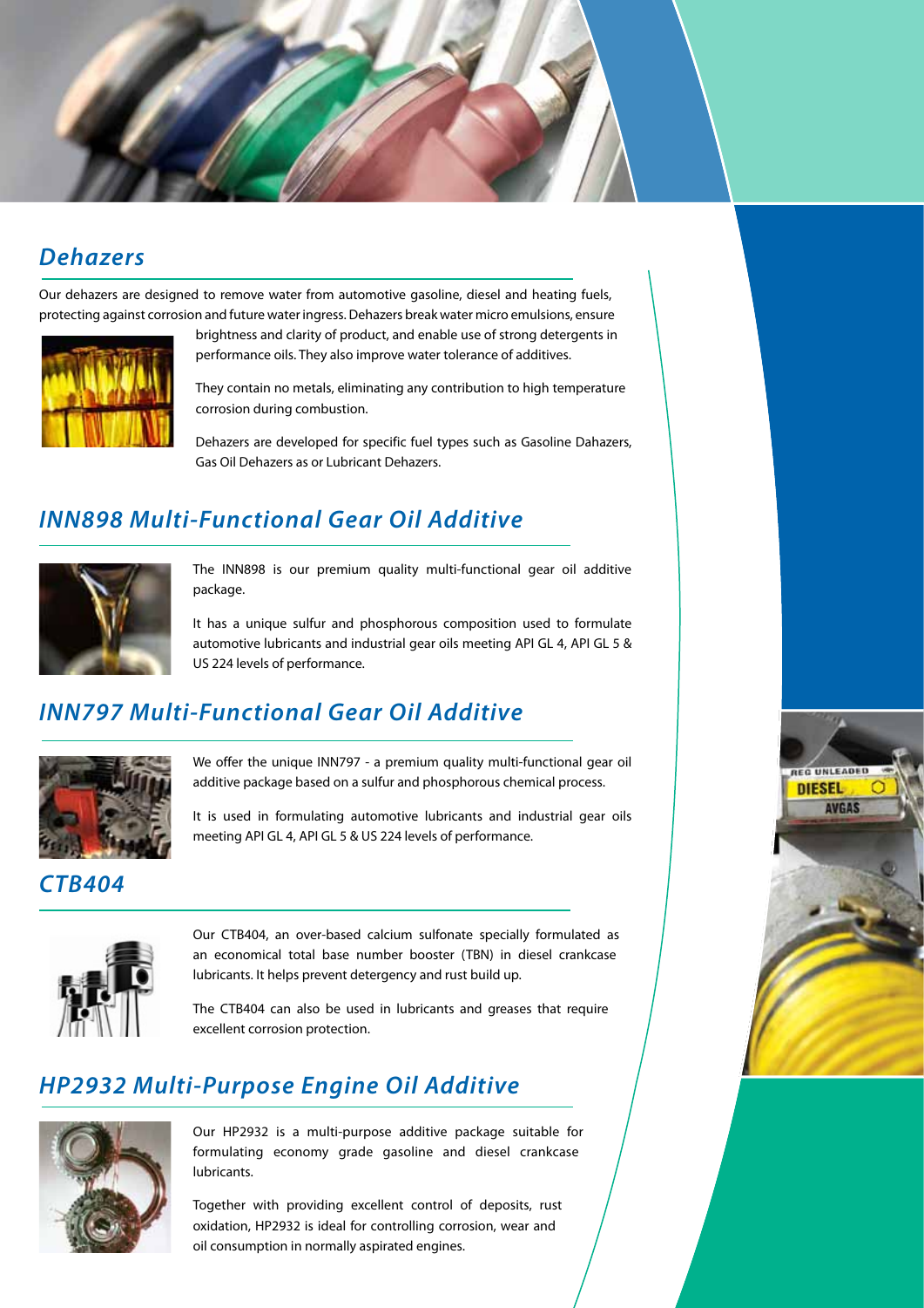## Dehazers

Our dehazers are designed to remove water from automotive gasoline, diesel and heating fuels, protecting against corrosion and future water ingress. Dehazers break water micro emulsions, ensure brightness and clarity of product, and enable use of strong detergents in performance oils. They also improve water tolerance of additives.

They contain no metals, eliminating any contribution to high temperature corrosion during combustion.

Dehazers are developed for specific fuel types such as Gasoline Dahazers, Gas Oil Dehazers as or Lubricant Dehazers.

## INN898 Multi-Functional Gear Oil Additive

The INN898 is our premium quality multi-functional gear oil additive package.

It has a unique sulfur and phosphorous composition used to formulate automotive lubricants and industrial gear oils meeting API GL 4, API GL 5 & US 224 levels of performance.

## INN797 Multi-Functional Gear Oil Additive

We offer the unique INN797 - a premium quality multi-functional gear oil additive package based on a sulfur and phosphorous chemical process.

It is used in formulating automotive lubricants and industrial gear oils meeting API GL 4, API GL 5 & US 224 levels of performance.

## CTB404

Our CTB404, an over-based calcium sulfonate specially formulated as an economical total base number booster (TBN) in diesel crankcase lubricants. It helps prevent detergency and rust build up.

The CTB404 can also be used in lubricants and greases that require excellent corrosion protection.

## HP2932 Multi-Purpose Engine Oil Additive

Our HP2932 is a multi-purpose additive package suitable for formulating economy grade gasoline and diesel crankcase lubricants.

Together with providing excellent control of deposits, rust oxidation, HP2932 is ideal for controlling corrosion, wear and oil consumption in normally aspirated engines.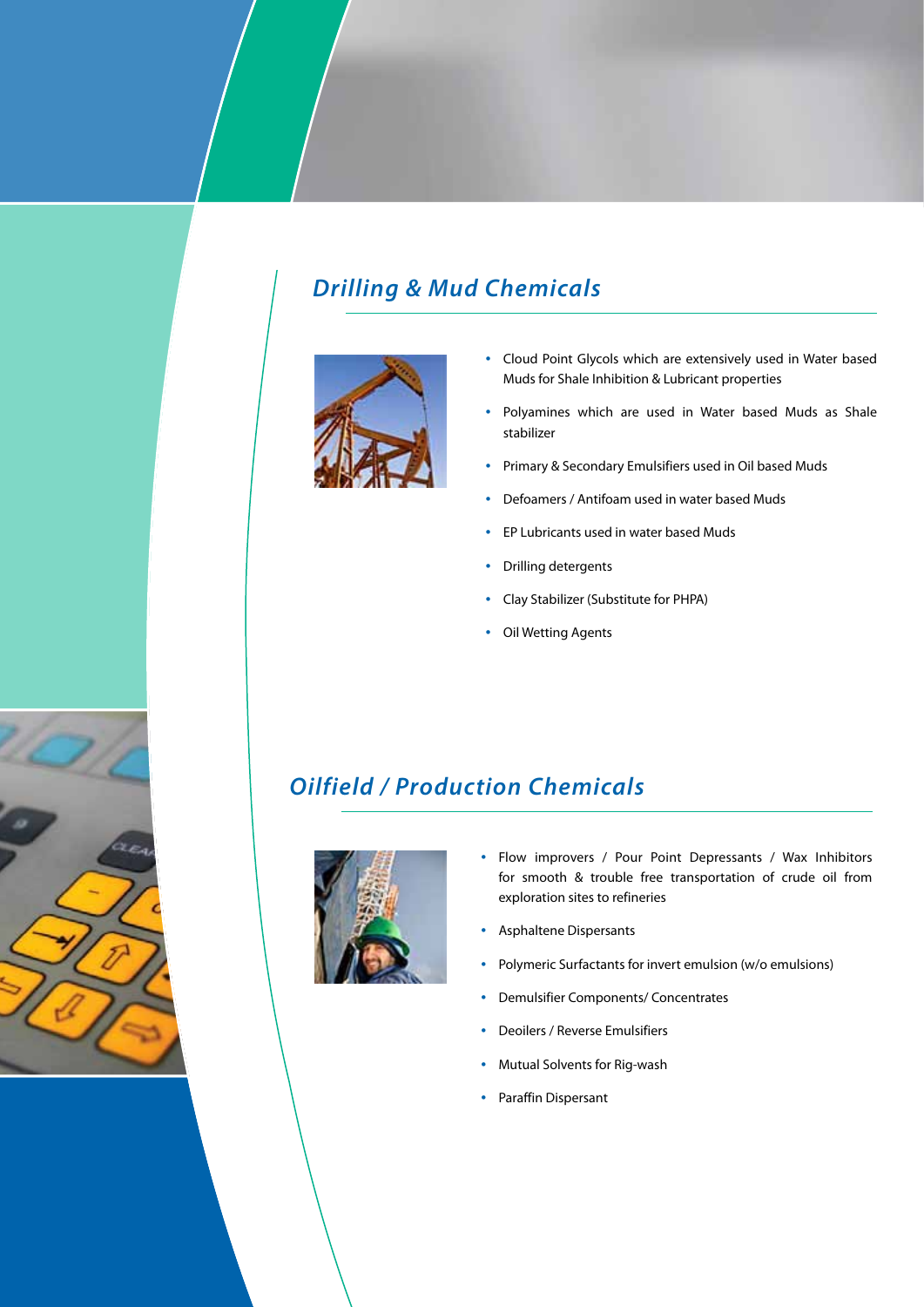## *Drilling & Mud Chemicals*

- Cloud Point Glycols which are extensively used in Water based Muds for Shale Inhibition & Lubricant properties
- Polyamines which are used in Water based Muds as Shale stabilizer
- Primary & Secondary Emulsifiers used in Oil based Muds
- Defoamers / Antifoam used in water based Muds
- EP Lubricants used in water based Muds
- Drilling detergents
- Clay Stabilizer (Substitute for PHPA)
- Oil Wetting Agents

## *Oilfield / Production Chemicals*

- Flow improvers / Pour Point Depressants / Wax Inhibitors for smooth & trouble free transportation of crude oil from exploration sites to refineries
- Asphaltene Dispersants
- Polymeric Surfactants for invert emulsion (w/o emulsions)
- Demulsifier Components/ Concentrates
- Deoilers / Reverse Emulsifiers
- Mutual Solvents for Rig-wash
- Paraffin Dispersant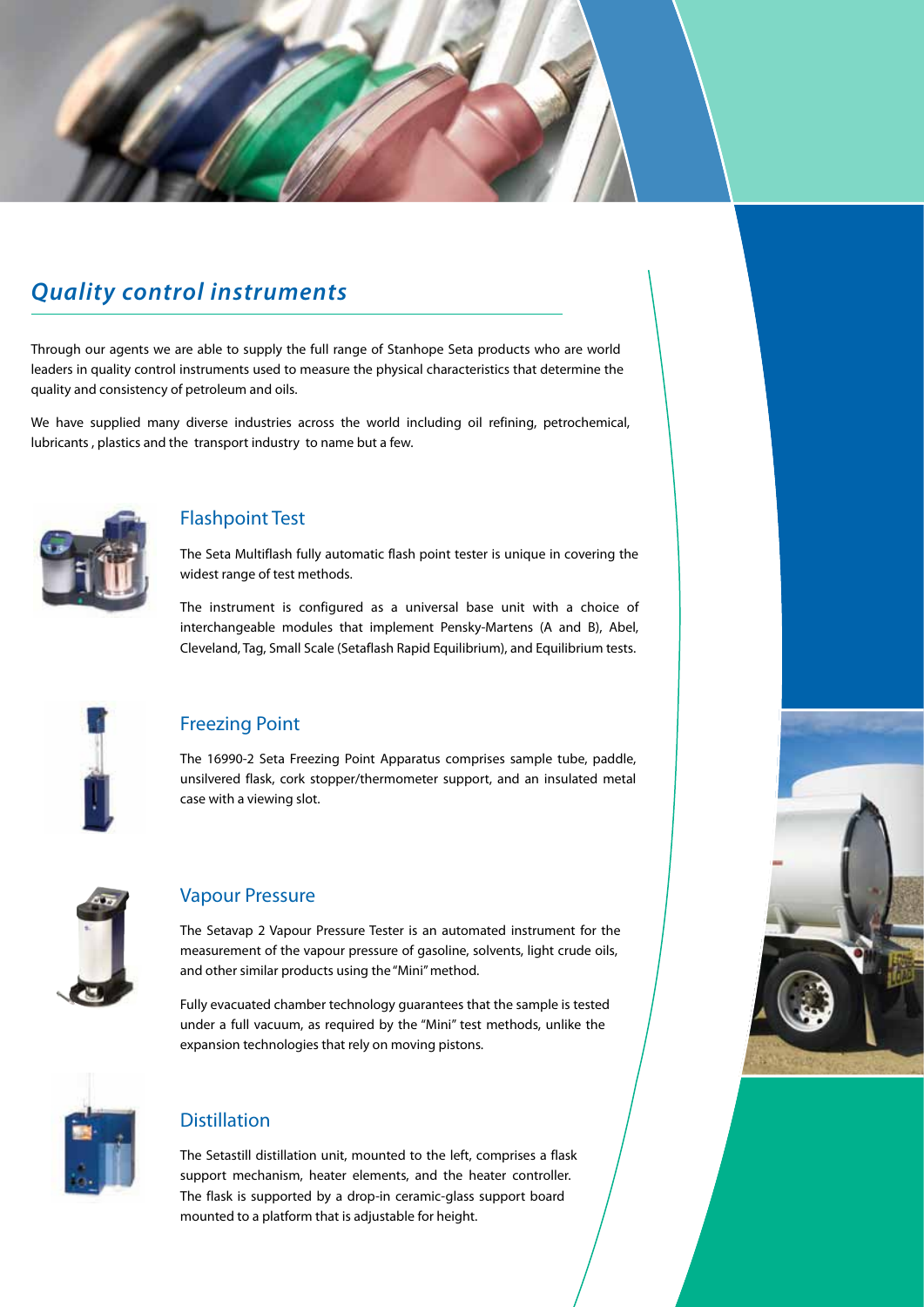## *Quality control instruments*

Through our agents we are able to supply the full range of Stanhope Seta products who are world leaders in quality control instruments used to measure the physical characteristics that determine the quality and consistency of petroleum and oils.

We have supplied many diverse industries across the world including oil refining, petrochemical, lubricants , plastics and the transport industry to name but a few.

### Flashpoint Test

The Seta Multiflash fully automatic flash point tester is unique in covering the widest range of test methods.

The instrument is configured as a universal base unit with a choice of interchangeable modules that implement Pensky-Martens (A and B), Abel, Cleveland, Tag, Small Scale (Setaflash Rapid Equilibrium), and Equilibrium tests.

### Freezing Point

The 16990-2 Seta Freezing Point Apparatus comprises sample tube, paddle, unsilvered flask, cork stopper/thermometer support, and an insulated metal case with a viewing slot.

### Vapour Pressure

The Setavap 2 Vapour Pressure Tester is an automated instrument for the measurement of the vapour pressure of gasoline, solvents, light crude oils, and other similar products using the "Mini" method.

Fully evacuated chamber technology guarantees that the sample is tested under a full vacuum, as required by the "Mini" test methods, unlike the expansion technologies that rely on moving pistons.

### Distillation

The Setastill distillation unit, mounted to the left, comprises a flask support mechanism, heater elements, and the heater controller. The flask is supported by a drop-in ceramic-glass support board mounted to a platform that is adjustable for height.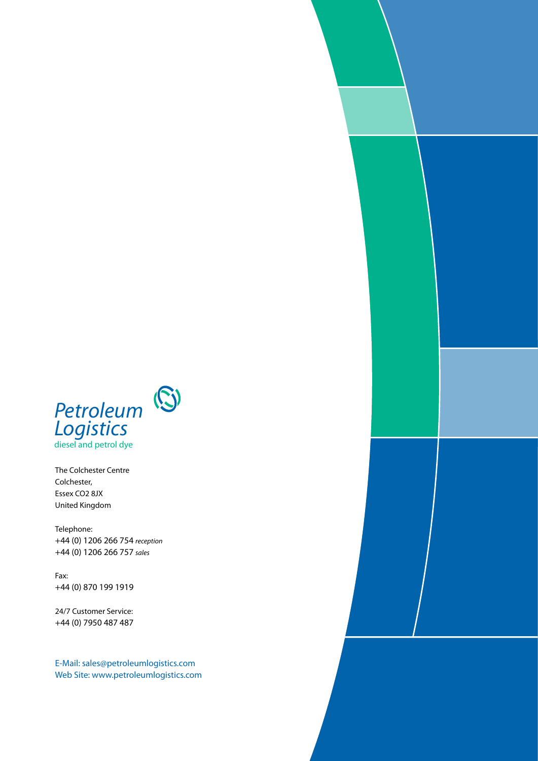*Petroleum Logistics*

diesel and petrol dye

The Colchester Centre
Colchester,
Essex CO2 8JX
United Kingdom

Telephone:
+44 (0) 1206 266 754 *reception*
+44 (0) 1206 266 757 *sales*

Fax:
+44 (0) 870 199 1919

24/7 Customer Service:
+44 (0) 7950 487 487

E-Mail: sales@petroleumlogistics.com
Web Site: www.petroleumlogistics.com